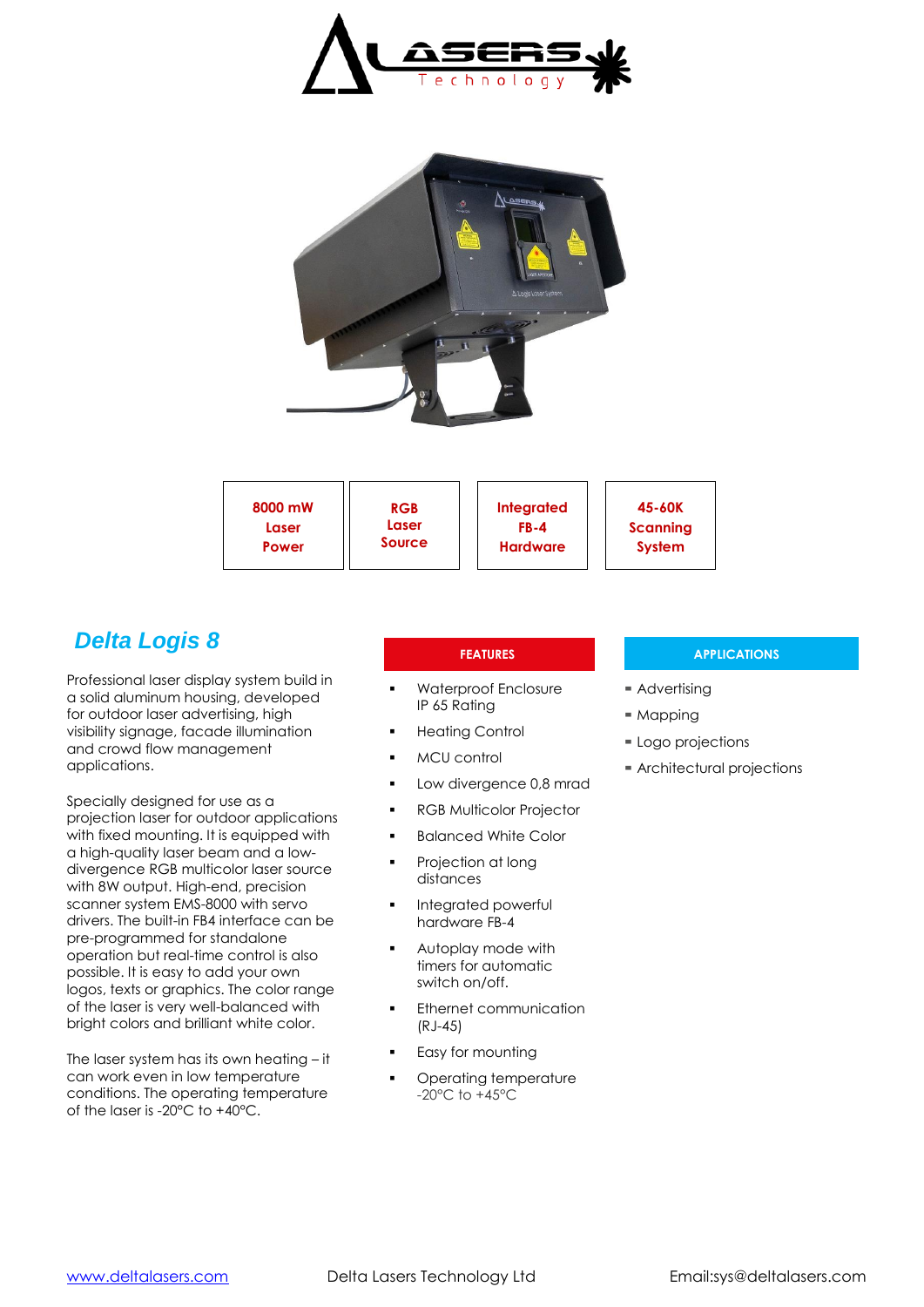| 8000 mW Laser Power | RGB Laser Source | Integrated FB-4 Hardware | 45-60K Scanning System |
|---|---|---|---|

# Delta Logis 8

Professional laser display system build in a solid aluminum housing, developed for outdoor laser advertising, high visibility signage, facade illumination and crowd flow management applications.

Specially designed for use as a projection laser for outdoor applications with fixed mounting. It is equipped with a high-quality laser beam and a low-divergence RGB multicolor laser source with 8W output. High-end, precision scanner system EMS-8000 with servo drivers. The built-in FB4 interface can be pre-programmed for standalone operation but real-time control is also possible. It is easy to add your own logos, texts or graphics. The color range of the laser is very well-balanced with bright colors and brilliant white color.

The laser system has its own heating – it can work even in low temperature conditions. The operating temperature of the laser is -20°C to +40°C.

## FEATURES

- Waterproof Enclosure IP 65 Rating
- Heating Control
- MCU control
- Low divergence 0,8 mrad
- RGB Multicolor Projector
- Balanced White Color
- Projection at long distances
- Integrated powerful hardware FB-4
- Autoplay mode with timers for automatic switch on/off.
- Ethernet communication (RJ-45)
- Easy for mounting
- Operating temperature -20°C to +45°C

## APPLICATIONS

- Advertising
- Mapping
- Logo projections
- Architectural projections

[www.deltalasers.com](http://www.deltalasers.com) Delta Lasers Technology Ltd Email:sys@deltalasers.com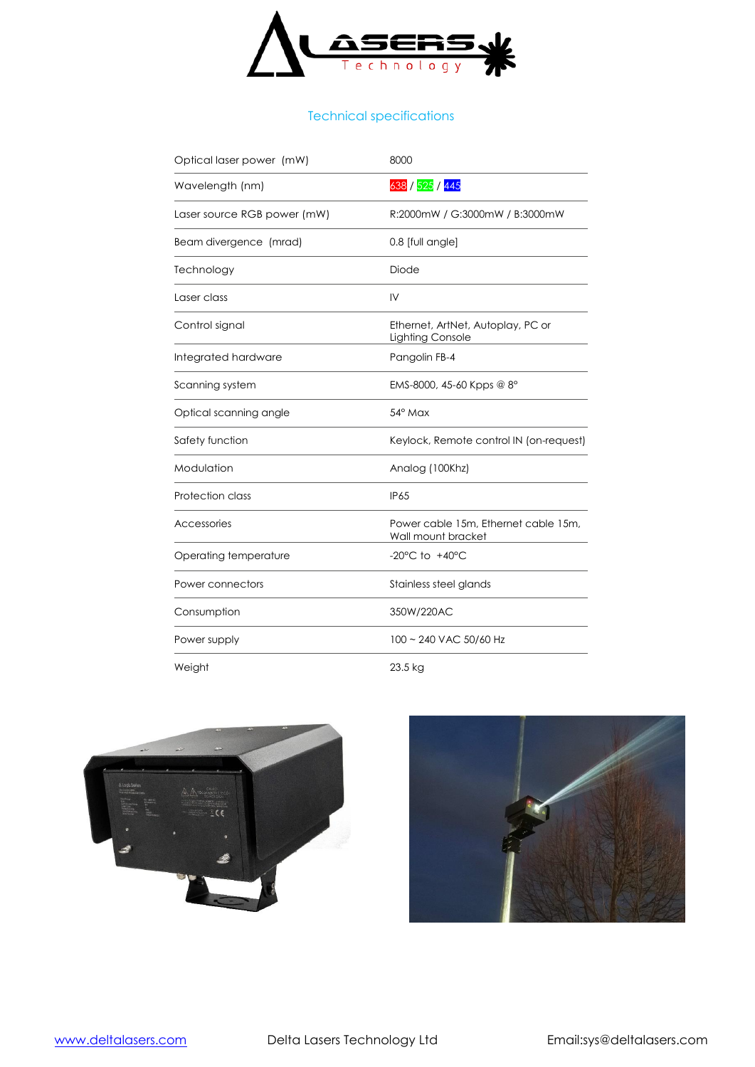## Technical specifications

| | |
|---|---|
| Optical laser power (mW) | 8000 |
| Wavelength (nm) | 638 / 525 / 445 |
| Laser source RGB power (mW) | R:2000mW / G:3000mW / B:3000mW |
| Beam divergence (mrad) | 0.8 [full angle] |
| Technology | Diode |
| Laser class | IV |
| Control signal | Ethernet, ArtNet, Autoplay, PC or Lighting Console |
| Integrated hardware | Pangolin FB-4 |
| Scanning system | EMS-8000, 45-60 Kpps @ 8° |
| Optical scanning angle | 54° Max |
| Safety function | Keylock, Remote control IN (on-request) |
| Modulation | Analog (100Khz) |
| Protection class | IP65 |
| Accessories | Power cable 15m, Ethernet cable 15m, Wall mount bracket |
| Operating temperature | -20°C to +40°C |
| Power connectors | Stainless steel glands |
| Consumption | 350W/220AC |
| Power supply | 100 ~ 240 VAC 50/60 Hz |
| Weight | 23.5 kg |

www.deltalasers.com Delta Lasers Technology Ltd Email:sys@deltalasers.com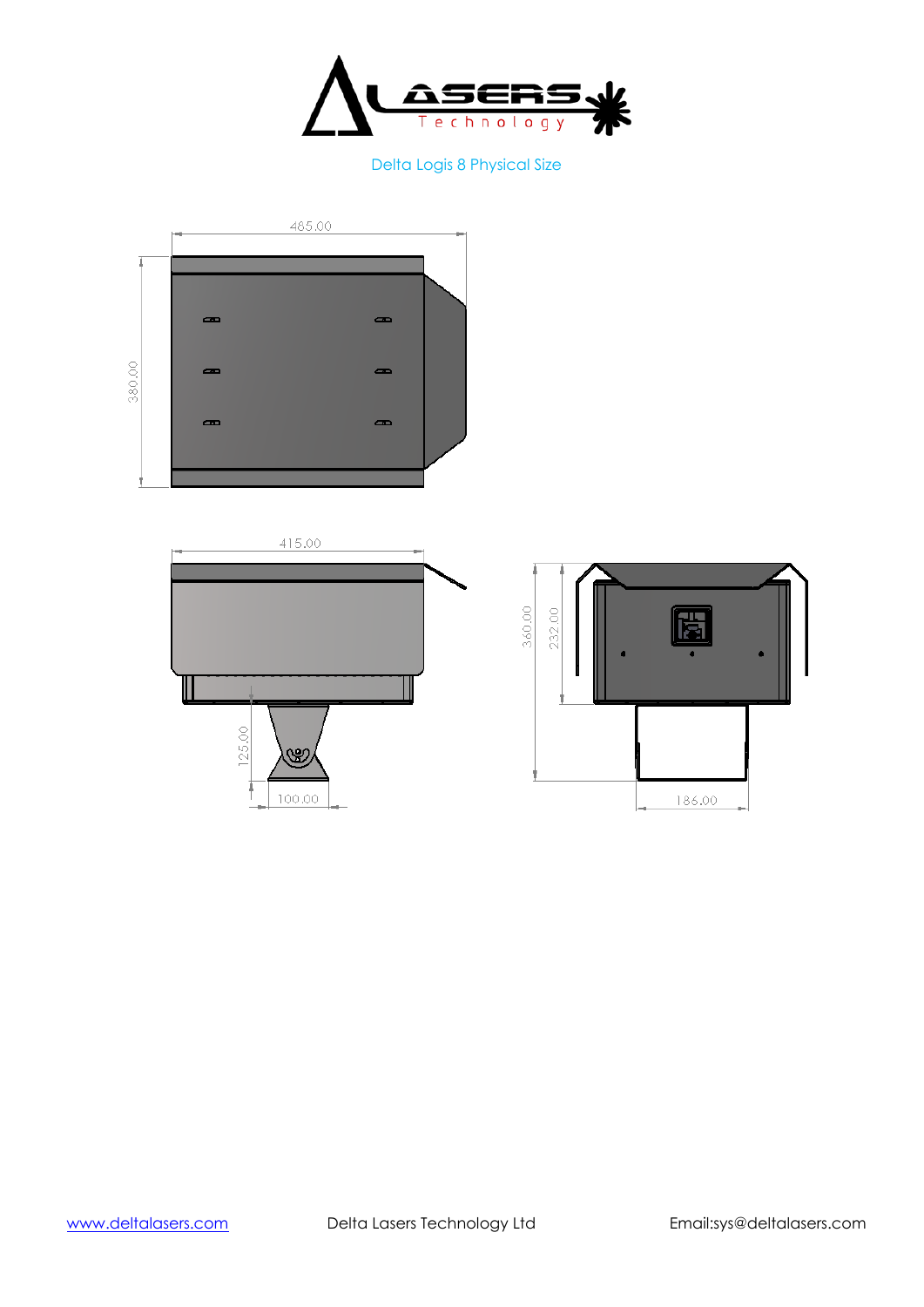Delta Logis 8 Physical Size

485.00

380.00

415.00

125.00

100.00

360.00

232.00

186.00

www.deltalasers.com Delta Lasers Technology Ltd Email:sys@deltalasers.com